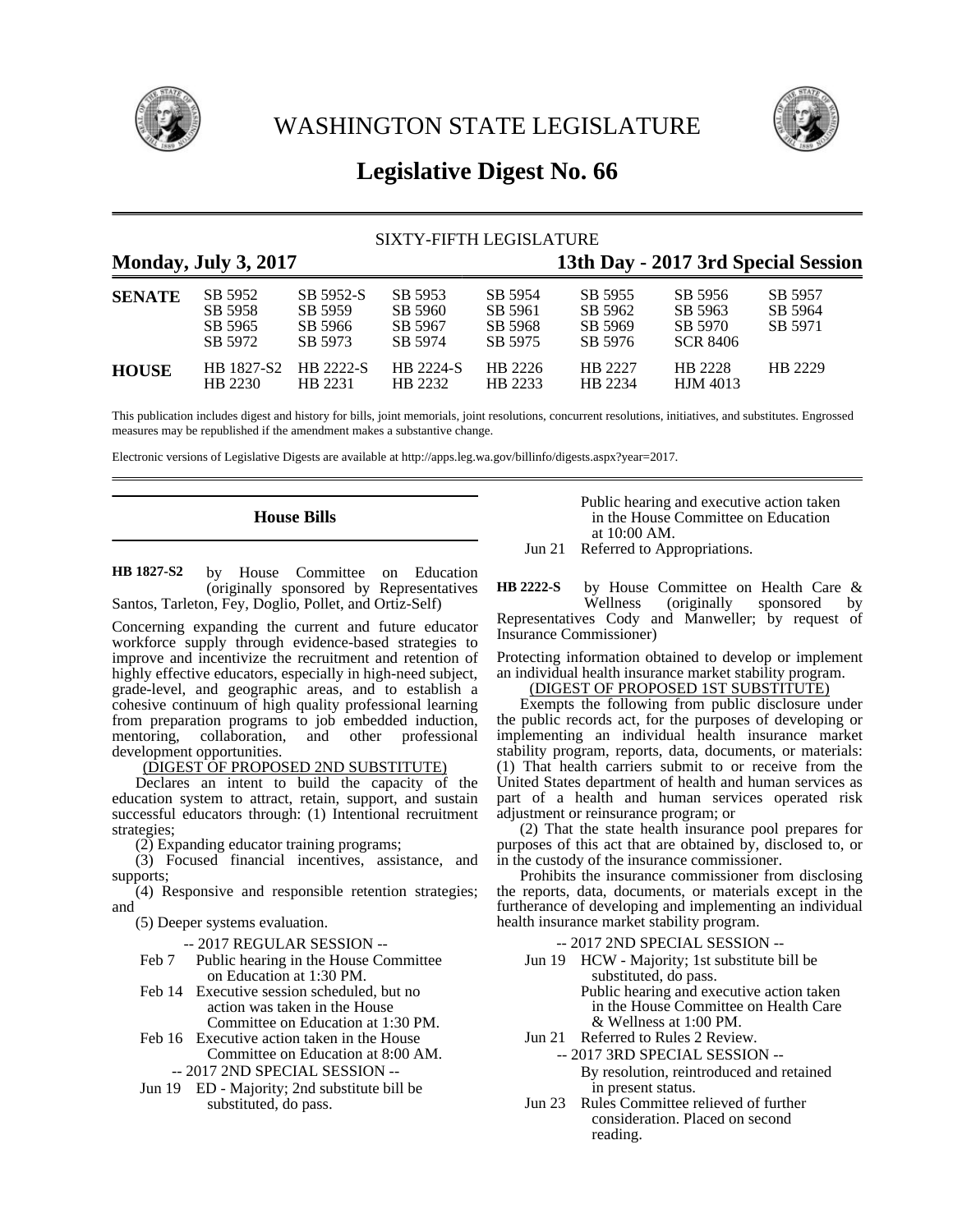# WASHINGTON STATE LEGISLATURE

## Legislative Digest No. 66

SIXTY-FIFTH LEGISLATURE

**Monday, July 3, 2017** **13th Day - 2017 3rd Special Session**

| | | | | | | | |
|---|---|---|---|---|---|---|---|
| **SENATE** | SB 5952 | SB 5952-S | SB 5953 | SB 5954 | SB 5955 | SB 5956 | SB 5957 |
| | SB 5958 | SB 5959 | SB 5960 | SB 5961 | SB 5962 | SB 5963 | SB 5964 |
| | SB 5965 | SB 5966 | SB 5967 | SB 5968 | SB 5969 | SB 5970 | SB 5971 |
| | SB 5972 | SB 5973 | SB 5974 | SB 5975 | SB 5976 | SCR 8406 | |
| **HOUSE** | HB 1827-S2 | HB 2222-S | HB 2224-S | HB 2226 | HB 2227 | HB 2228 | HB 2229 |
| | HB 2230 | HB 2231 | HB 2232 | HB 2233 | HB 2234 | HJM 4013 | |

This publication includes digest and history for bills, joint memorials, joint resolutions, concurrent resolutions, initiatives, and substitutes. Engrossed measures may be republished if the amendment makes a substantive change.

Electronic versions of Legislative Digests are available at http://apps.leg.wa.gov/billinfo/digests.aspx?year=2017.

### House Bills

**HB 1827-S2** by House Committee on Education (originally sponsored by Representatives Santos, Tarleton, Fey, Doglio, Pollet, and Ortiz-Self)

Concerning expanding the current and future educator workforce supply through evidence-based strategies to improve and incentivize the recruitment and retention of highly effective educators, especially in high-need subject, grade-level, and geographic areas, and to establish a cohesive continuum of high quality professional learning from preparation programs to job embedded induction, mentoring, collaboration, and other professional development opportunities.

(DIGEST OF PROPOSED 2ND SUBSTITUTE)

Declares an intent to build the capacity of the education system to attract, retain, support, and sustain successful educators through: (1) Intentional recruitment strategies;

(2) Expanding educator training programs;

(3) Focused financial incentives, assistance, and supports;

(4) Responsive and responsible retention strategies; and

(5) Deeper systems evaluation.

-- 2017 REGULAR SESSION --

Feb 7 Public hearing in the House Committee on Education at 1:30 PM.

Feb 14 Executive session scheduled, but no action was taken in the House Committee on Education at 1:30 PM.

Feb 16 Executive action taken in the House Committee on Education at 8:00 AM.

-- 2017 2ND SPECIAL SESSION --

Jun 19 ED - Majority; 2nd substitute bill be substituted, do pass.

Public hearing and executive action taken in the House Committee on Education at 10:00 AM.

Jun 21 Referred to Appropriations.

**HB 2222-S** by House Committee on Health Care & Wellness (originally sponsored by Representatives Cody and Manweller; by request of Insurance Commissioner)

Protecting information obtained to develop or implement an individual health insurance market stability program.

(DIGEST OF PROPOSED 1ST SUBSTITUTE)

Exempts the following from public disclosure under the public records act, for the purposes of developing or implementing an individual health insurance market stability program, reports, data, documents, or materials: (1) That health carriers submit to or receive from the United States department of health and human services as part of a health and human services operated risk adjustment or reinsurance program; or

(2) That the state health insurance pool prepares for purposes of this act that are obtained by, disclosed to, or in the custody of the insurance commissioner.

Prohibits the insurance commissioner from disclosing the reports, data, documents, or materials except in the furtherance of developing and implementing an individual health insurance market stability program.

-- 2017 2ND SPECIAL SESSION --

Jun 19 HCW - Majority; 1st substitute bill be substituted, do pass.

Public hearing and executive action taken in the House Committee on Health Care & Wellness at 1:00 PM.

Jun 21 Referred to Rules 2 Review.

-- 2017 3RD SPECIAL SESSION --

By resolution, reintroduced and retained in present status.

Jun 23 Rules Committee relieved of further consideration. Placed on second reading.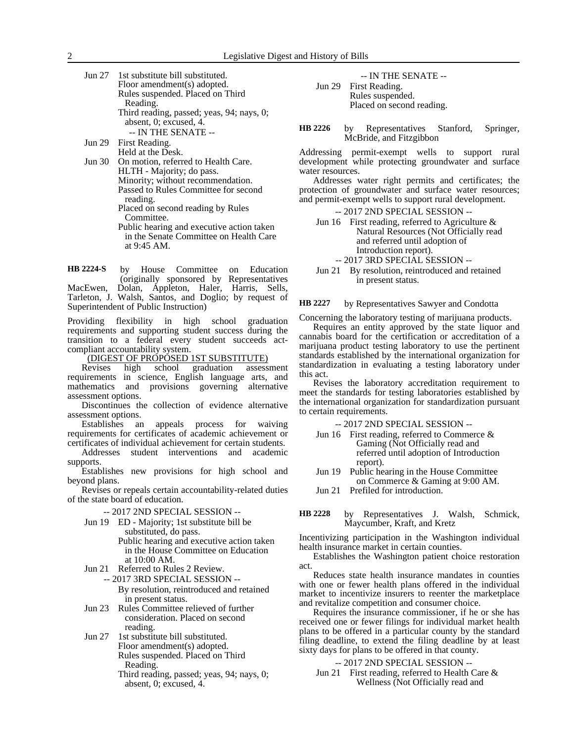Jun 27 1st substitute bill substituted.
Floor amendment(s) adopted.
Rules suspended. Placed on Third Reading.
Third reading, passed; yeas, 94; nays, 0; absent, 0; excused, 4.

-- IN THE SENATE --

Jun 29 First Reading.
Held at the Desk.

Jun 30 On motion, referred to Health Care.
HLTH - Majority; do pass.
Minority; without recommendation.
Passed to Rules Committee for second reading.
Placed on second reading by Rules Committee.
Public hearing and executive action taken in the Senate Committee on Health Care at 9:45 AM.

**HB 2224-S** by House Committee on Education (originally sponsored by Representatives MacEwen, Dolan, Appleton, Haler, Harris, Sells, Tarleton, J. Walsh, Santos, and Doglio; by request of Superintendent of Public Instruction)

Providing flexibility in high school graduation requirements and supporting student success during the transition to a federal every student succeeds act-compliant accountability system.

(DIGEST OF PROPOSED 1ST SUBSTITUTE)

Revises high school graduation assessment requirements in science, English language arts, and mathematics and provisions governing alternative assessment options.

Discontinues the collection of evidence alternative assessment options.

Establishes an appeals process for waiving requirements for certificates of academic achievement or certificates of individual achievement for certain students.

Addresses student interventions and academic supports.

Establishes new provisions for high school and beyond plans.

Revises or repeals certain accountability-related duties of the state board of education.

-- 2017 2ND SPECIAL SESSION --

Jun 19 ED - Majority; 1st substitute bill be substituted, do pass.
Public hearing and executive action taken in the House Committee on Education at 10:00 AM.

Jun 21 Referred to Rules 2 Review.

-- 2017 3RD SPECIAL SESSION --

By resolution, reintroduced and retained in present status.

Jun 23 Rules Committee relieved of further consideration. Placed on second reading.

Jun 27 1st substitute bill substituted.
Floor amendment(s) adopted.
Rules suspended. Placed on Third Reading.
Third reading, passed; yeas, 94; nays, 0; absent, 0; excused, 4.

-- IN THE SENATE --

Jun 29 First Reading.
Rules suspended.
Placed on second reading.

**HB 2226** by Representatives Stanford, Springer, McBride, and Fitzgibbon

Addressing permit-exempt wells to support rural development while protecting groundwater and surface water resources.

Addresses water right permits and certificates; the protection of groundwater and surface water resources; and permit-exempt wells to support rural development.

-- 2017 2ND SPECIAL SESSION --

Jun 16 First reading, referred to Agriculture & Natural Resources (Not Officially read and referred until adoption of Introduction report).

-- 2017 3RD SPECIAL SESSION --

Jun 21 By resolution, reintroduced and retained in present status.

**HB 2227** by Representatives Sawyer and Condotta

Concerning the laboratory testing of marijuana products.

Requires an entity approved by the state liquor and cannabis board for the certification or accreditation of a marijuana product testing laboratory to use the pertinent standards established by the international organization for standardization in evaluating a testing laboratory under this act.

Revises the laboratory accreditation requirement to meet the standards for testing laboratories established by the international organization for standardization pursuant to certain requirements.

-- 2017 2ND SPECIAL SESSION --

Jun 16 First reading, referred to Commerce & Gaming (Not Officially read and referred until adoption of Introduction report).

Jun 19 Public hearing in the House Committee on Commerce & Gaming at 9:00 AM.

Jun 21 Prefiled for introduction.

**HB 2228** by Representatives J. Walsh, Schmick, Maycumber, Kraft, and Kretz

Incentivizing participation in the Washington individual health insurance market in certain counties.

Establishes the Washington patient choice restoration act.

Reduces state health insurance mandates in counties with one or fewer health plans offered in the individual market to incentivize insurers to reenter the marketplace and revitalize competition and consumer choice.

Requires the insurance commissioner, if he or she has received one or fewer filings for individual market health plans to be offered in a particular county by the standard filing deadline, to extend the filing deadline by at least sixty days for plans to be offered in that county.

-- 2017 2ND SPECIAL SESSION --

Jun 21 First reading, referred to Health Care & Wellness (Not Officially read and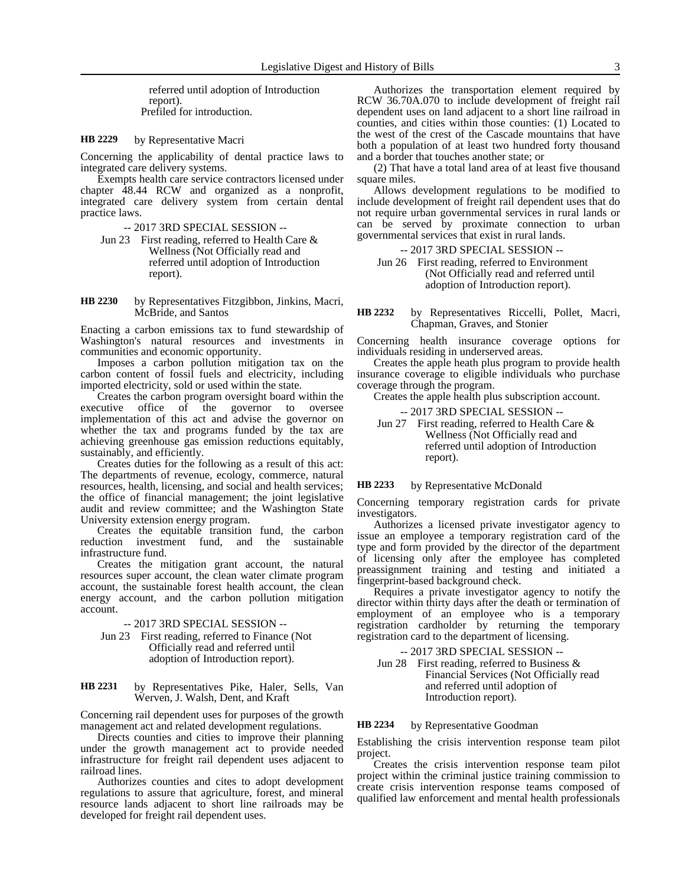referred until adoption of Introduction report).

Prefiled for introduction.

**HB 2229** by Representative Macri

Concerning the applicability of dental practice laws to integrated care delivery systems.

Exempts health care service contractors licensed under chapter 48.44 RCW and organized as a nonprofit, integrated care delivery system from certain dental practice laws.

-- 2017 3RD SPECIAL SESSION --

Jun 23 First reading, referred to Health Care & Wellness (Not Officially read and referred until adoption of Introduction report).

**HB 2230** by Representatives Fitzgibbon, Jinkins, Macri, McBride, and Santos

Enacting a carbon emissions tax to fund stewardship of Washington's natural resources and investments in communities and economic opportunity.

Imposes a carbon pollution mitigation tax on the carbon content of fossil fuels and electricity, including imported electricity, sold or used within the state.

Creates the carbon program oversight board within the executive office of the governor to oversee implementation of this act and advise the governor on whether the tax and programs funded by the tax are achieving greenhouse gas emission reductions equitably, sustainably, and efficiently.

Creates duties for the following as a result of this act: The departments of revenue, ecology, commerce, natural resources, health, licensing, and social and health services; the office of financial management; the joint legislative audit and review committee; and the Washington State University extension energy program.

Creates the equitable transition fund, the carbon reduction investment fund, and the sustainable infrastructure fund.

Creates the mitigation grant account, the natural resources super account, the clean water climate program account, the sustainable forest health account, the clean energy account, and the carbon pollution mitigation account.

-- 2017 3RD SPECIAL SESSION --

Jun 23 First reading, referred to Finance (Not Officially read and referred until adoption of Introduction report).

**HB 2231** by Representatives Pike, Haler, Sells, Van Werven, J. Walsh, Dent, and Kraft

Concerning rail dependent uses for purposes of the growth management act and related development regulations.

Directs counties and cities to improve their planning under the growth management act to provide needed infrastructure for freight rail dependent uses adjacent to railroad lines.

Authorizes counties and cites to adopt development regulations to assure that agriculture, forest, and mineral resource lands adjacent to short line railroads may be developed for freight rail dependent uses.

Authorizes the transportation element required by RCW 36.70A.070 to include development of freight rail dependent uses on land adjacent to a short line railroad in counties, and cities within those counties: (1) Located to the west of the crest of the Cascade mountains that have both a population of at least two hundred forty thousand and a border that touches another state; or

(2) That have a total land area of at least five thousand square miles.

Allows development regulations to be modified to include development of freight rail dependent uses that do not require urban governmental services in rural lands or can be served by proximate connection to urban governmental services that exist in rural lands.

-- 2017 3RD SPECIAL SESSION --

Jun 26 First reading, referred to Environment (Not Officially read and referred until adoption of Introduction report).

**HB 2232** by Representatives Riccelli, Pollet, Macri, Chapman, Graves, and Stonier

Concerning health insurance coverage options for individuals residing in underserved areas.

Creates the apple heath plus program to provide health insurance coverage to eligible individuals who purchase coverage through the program.

Creates the apple health plus subscription account.

-- 2017 3RD SPECIAL SESSION --

Jun 27 First reading, referred to Health Care & Wellness (Not Officially read and referred until adoption of Introduction report).

**HB 2233** by Representative McDonald

Concerning temporary registration cards for private investigators.

Authorizes a licensed private investigator agency to issue an employee a temporary registration card of the type and form provided by the director of the department of licensing only after the employee has completed preassignment training and testing and initiated a fingerprint-based background check.

Requires a private investigator agency to notify the director within thirty days after the death or termination of employment of an employee who is a temporary registration cardholder by returning the temporary registration card to the department of licensing.

-- 2017 3RD SPECIAL SESSION --

Jun 28 First reading, referred to Business & Financial Services (Not Officially read and referred until adoption of Introduction report).

**HB 2234** by Representative Goodman

Establishing the crisis intervention response team pilot project.

Creates the crisis intervention response team pilot project within the criminal justice training commission to create crisis intervention response teams composed of qualified law enforcement and mental health professionals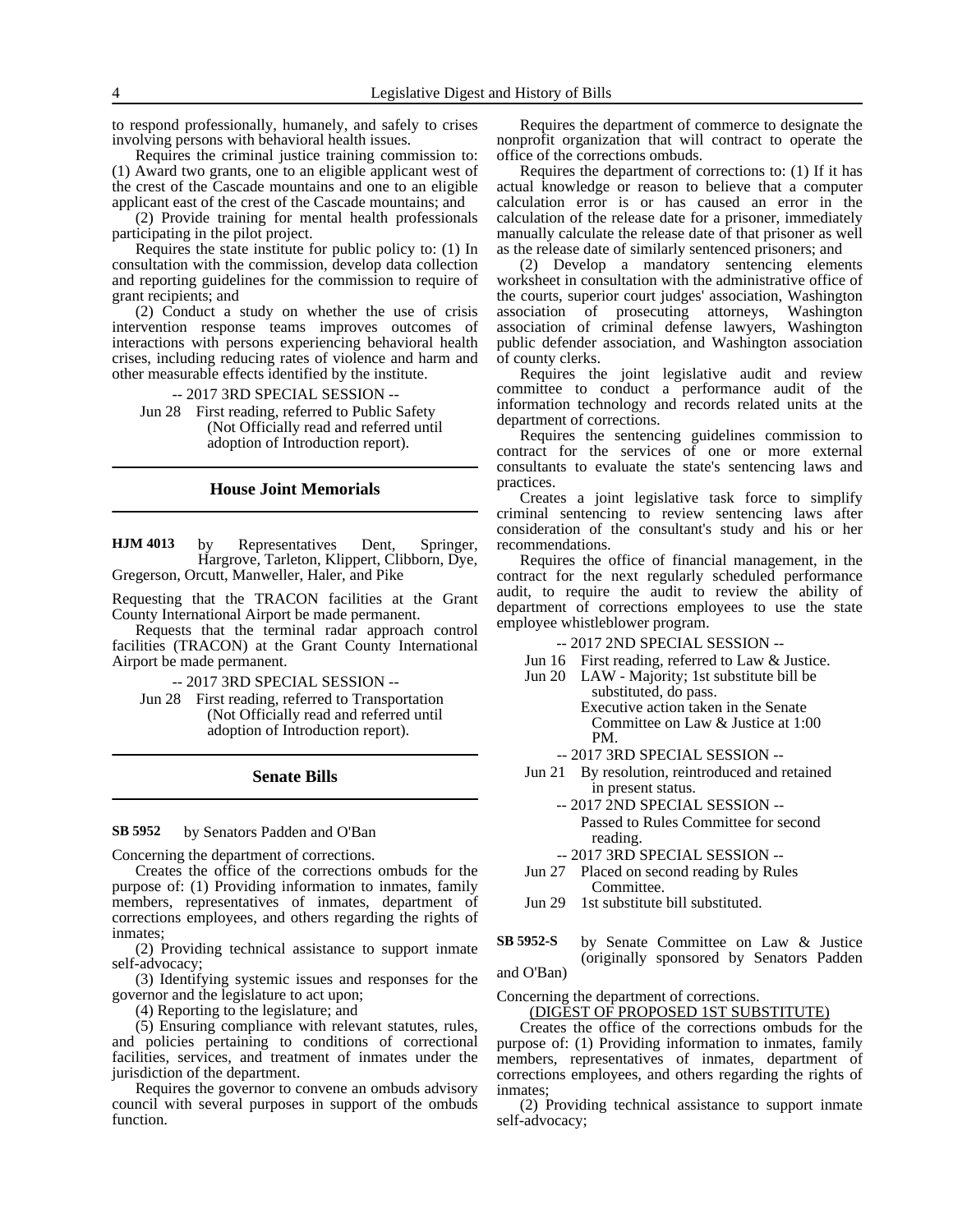to respond professionally, humanely, and safely to crises involving persons with behavioral health issues.

Requires the criminal justice training commission to: (1) Award two grants, one to an eligible applicant west of the crest of the Cascade mountains and one to an eligible applicant east of the crest of the Cascade mountains; and

(2) Provide training for mental health professionals participating in the pilot project.

Requires the state institute for public policy to: (1) In consultation with the commission, develop data collection and reporting guidelines for the commission to require of grant recipients; and

(2) Conduct a study on whether the use of crisis intervention response teams improves outcomes of interactions with persons experiencing behavioral health crises, including reducing rates of violence and harm and other measurable effects identified by the institute.

-- 2017 3RD SPECIAL SESSION --

Jun 28 First reading, referred to Public Safety (Not Officially read and referred until adoption of Introduction report).

## House Joint Memorials

**HJM 4013** by Representatives Dent, Springer, Hargrove, Tarleton, Klippert, Clibborn, Dye, Gregerson, Orcutt, Manweller, Haler, and Pike

Requesting that the TRACON facilities at the Grant County International Airport be made permanent.

Requests that the terminal radar approach control facilities (TRACON) at the Grant County International Airport be made permanent.

-- 2017 3RD SPECIAL SESSION --

Jun 28 First reading, referred to Transportation (Not Officially read and referred until adoption of Introduction report).

## Senate Bills

**SB 5952** by Senators Padden and O'Ban

Concerning the department of corrections.

Creates the office of the corrections ombuds for the purpose of: (1) Providing information to inmates, family members, representatives of inmates, department of corrections employees, and others regarding the rights of inmates;

(2) Providing technical assistance to support inmate self-advocacy;

(3) Identifying systemic issues and responses for the governor and the legislature to act upon;

(4) Reporting to the legislature; and

(5) Ensuring compliance with relevant statutes, rules, and policies pertaining to conditions of correctional facilities, services, and treatment of inmates under the jurisdiction of the department.

Requires the governor to convene an ombuds advisory council with several purposes in support of the ombuds function.

Requires the department of commerce to designate the nonprofit organization that will contract to operate the office of the corrections ombuds.

Requires the department of corrections to: (1) If it has actual knowledge or reason to believe that a computer calculation error is or has caused an error in the calculation of the release date for a prisoner, immediately manually calculate the release date of that prisoner as well as the release date of similarly sentenced prisoners; and

(2) Develop a mandatory sentencing elements worksheet in consultation with the administrative office of the courts, superior court judges' association, Washington association of prosecuting attorneys, Washington association of criminal defense lawyers, Washington public defender association, and Washington association of county clerks.

Requires the joint legislative audit and review committee to conduct a performance audit of the information technology and records related units at the department of corrections.

Requires the sentencing guidelines commission to contract for the services of one or more external consultants to evaluate the state's sentencing laws and practices.

Creates a joint legislative task force to simplify criminal sentencing to review sentencing laws after consideration of the consultant's study and his or her recommendations.

Requires the office of financial management, in the contract for the next regularly scheduled performance audit, to require the audit to review the ability of department of corrections employees to use the state employee whistleblower program.

-- 2017 2ND SPECIAL SESSION --

Jun 16 First reading, referred to Law & Justice.

Jun 20 LAW - Majority; 1st substitute bill be substituted, do pass.
Executive action taken in the Senate Committee on Law & Justice at 1:00 PM.

-- 2017 3RD SPECIAL SESSION --

Jun 21 By resolution, reintroduced and retained in present status.

-- 2017 2ND SPECIAL SESSION --

Passed to Rules Committee for second reading.

-- 2017 3RD SPECIAL SESSION --

Jun 27 Placed on second reading by Rules Committee.

Jun 29 1st substitute bill substituted.

**SB 5952-S** by Senate Committee on Law & Justice (originally sponsored by Senators Padden and O'Ban)

Concerning the department of corrections.

(DIGEST OF PROPOSED 1ST SUBSTITUTE)

Creates the office of the corrections ombuds for the purpose of: (1) Providing information to inmates, family members, representatives of inmates, department of corrections employees, and others regarding the rights of inmates;

(2) Providing technical assistance to support inmate self-advocacy;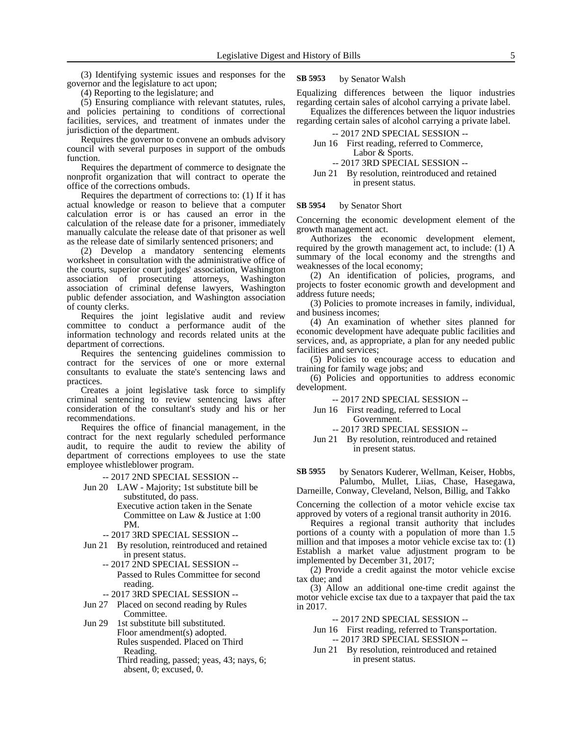(3) Identifying systemic issues and responses for the governor and the legislature to act upon;

(4) Reporting to the legislature; and

(5) Ensuring compliance with relevant statutes, rules, and policies pertaining to conditions of correctional facilities, services, and treatment of inmates under the jurisdiction of the department.

Requires the governor to convene an ombuds advisory council with several purposes in support of the ombuds function.

Requires the department of commerce to designate the nonprofit organization that will contract to operate the office of the corrections ombuds.

Requires the department of corrections to: (1) If it has actual knowledge or reason to believe that a computer calculation error is or has caused an error in the calculation of the release date for a prisoner, immediately manually calculate the release date of that prisoner as well as the release date of similarly sentenced prisoners; and

(2) Develop a mandatory sentencing elements worksheet in consultation with the administrative office of the courts, superior court judges' association, Washington association of prosecuting attorneys, Washington association of criminal defense lawyers, Washington public defender association, and Washington association of county clerks.

Requires the joint legislative audit and review committee to conduct a performance audit of the information technology and records related units at the department of corrections.

Requires the sentencing guidelines commission to contract for the services of one or more external consultants to evaluate the state's sentencing laws and practices.

Creates a joint legislative task force to simplify criminal sentencing to review sentencing laws after consideration of the consultant's study and his or her recommendations.

Requires the office of financial management, in the contract for the next regularly scheduled performance audit, to require the audit to review the ability of department of corrections employees to use the state employee whistleblower program.

-- 2017 2ND SPECIAL SESSION --

Jun 20 LAW - Majority; 1st substitute bill be substituted, do pass.
Executive action taken in the Senate Committee on Law & Justice at 1:00 PM.

-- 2017 3RD SPECIAL SESSION --

Jun 21 By resolution, reintroduced and retained in present status.

-- 2017 2ND SPECIAL SESSION --

Passed to Rules Committee for second reading.

-- 2017 3RD SPECIAL SESSION --

Jun 27 Placed on second reading by Rules Committee.

Jun 29 1st substitute bill substituted.
Floor amendment(s) adopted.
Rules suspended. Placed on Third Reading.
Third reading, passed; yeas, 43; nays, 6; absent, 0; excused, 0.

**SB 5953** by Senator Walsh

Equalizing differences between the liquor industries regarding certain sales of alcohol carrying a private label.

Equalizes the differences between the liquor industries regarding certain sales of alcohol carrying a private label.

-- 2017 2ND SPECIAL SESSION --

Jun 16 First reading, referred to Commerce, Labor & Sports.

-- 2017 3RD SPECIAL SESSION --

Jun 21 By resolution, reintroduced and retained in present status.

**SB 5954** by Senator Short

Concerning the economic development element of the growth management act.

Authorizes the economic development element, required by the growth management act, to include: (1) A summary of the local economy and the strengths and weaknesses of the local economy;

(2) An identification of policies, programs, and projects to foster economic growth and development and address future needs;

(3) Policies to promote increases in family, individual, and business incomes;

(4) An examination of whether sites planned for economic development have adequate public facilities and services, and, as appropriate, a plan for any needed public facilities and services;

(5) Policies to encourage access to education and training for family wage jobs; and

(6) Policies and opportunities to address economic development.

-- 2017 2ND SPECIAL SESSION --

Jun 16 First reading, referred to Local Government.

-- 2017 3RD SPECIAL SESSION --

Jun 21 By resolution, reintroduced and retained in present status.

**SB 5955** by Senators Kuderer, Wellman, Keiser, Hobbs, Palumbo, Mullet, Liias, Chase, Hasegawa, Darneille, Conway, Cleveland, Nelson, Billig, and Takko

Concerning the collection of a motor vehicle excise tax approved by voters of a regional transit authority in 2016.

Requires a regional transit authority that includes portions of a county with a population of more than 1.5 million and that imposes a motor vehicle excise tax to: (1) Establish a market value adjustment program to be implemented by December 31, 2017;

(2) Provide a credit against the motor vehicle excise tax due; and

(3) Allow an additional one-time credit against the motor vehicle excise tax due to a taxpayer that paid the tax in 2017.

-- 2017 2ND SPECIAL SESSION --

Jun 16 First reading, referred to Transportation.

-- 2017 3RD SPECIAL SESSION --

Jun 21 By resolution, reintroduced and retained in present status.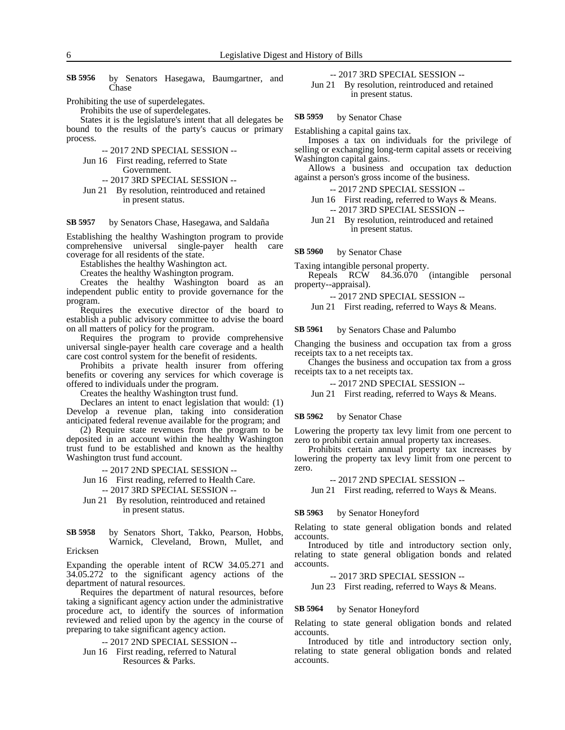**SB 5956** by Senators Hasegawa, Baumgartner, and Chase

Prohibiting the use of superdelegates.

Prohibits the use of superdelegates.

States it is the legislature's intent that all delegates be bound to the results of the party's caucus or primary process.

-- 2017 2ND SPECIAL SESSION --

Jun 16 First reading, referred to State Government.

-- 2017 3RD SPECIAL SESSION --

Jun 21 By resolution, reintroduced and retained in present status.

**SB 5957** by Senators Chase, Hasegawa, and Saldaña

Establishing the healthy Washington program to provide comprehensive universal single-payer health care coverage for all residents of the state.

Establishes the healthy Washington act.

Creates the healthy Washington program.

Creates the healthy Washington board as an independent public entity to provide governance for the program.

Requires the executive director of the board to establish a public advisory committee to advise the board on all matters of policy for the program.

Requires the program to provide comprehensive universal single-payer health care coverage and a health care cost control system for the benefit of residents.

Prohibits a private health insurer from offering benefits or covering any services for which coverage is offered to individuals under the program.

Creates the healthy Washington trust fund.

Declares an intent to enact legislation that would: (1) Develop a revenue plan, taking into consideration anticipated federal revenue available for the program; and

(2) Require state revenues from the program to be deposited in an account within the healthy Washington trust fund to be established and known as the healthy Washington trust fund account.

-- 2017 2ND SPECIAL SESSION --

Jun 16 First reading, referred to Health Care.

-- 2017 3RD SPECIAL SESSION --

Jun 21 By resolution, reintroduced and retained in present status.

**SB 5958** by Senators Short, Takko, Pearson, Hobbs, Warnick, Cleveland, Brown, Mullet, and Ericksen

Expanding the operable intent of RCW 34.05.271 and 34.05.272 to the significant agency actions of the department of natural resources.

Requires the department of natural resources, before taking a significant agency action under the administrative procedure act, to identify the sources of information reviewed and relied upon by the agency in the course of preparing to take significant agency action.

-- 2017 2ND SPECIAL SESSION --

Jun 16 First reading, referred to Natural Resources & Parks.

-- 2017 3RD SPECIAL SESSION --

Jun 21 By resolution, reintroduced and retained in present status.

**SB 5959** by Senator Chase

Establishing a capital gains tax.

Imposes a tax on individuals for the privilege of selling or exchanging long-term capital assets or receiving Washington capital gains.

Allows a business and occupation tax deduction against a person's gross income of the business.

-- 2017 2ND SPECIAL SESSION --

Jun 16 First reading, referred to Ways & Means.

-- 2017 3RD SPECIAL SESSION --

Jun 21 By resolution, reintroduced and retained in present status.

**SB 5960** by Senator Chase

Taxing intangible personal property.

Repeals RCW 84.36.070 (intangible personal property--appraisal).

-- 2017 2ND SPECIAL SESSION --

Jun 21 First reading, referred to Ways & Means.

**SB 5961** by Senators Chase and Palumbo

Changing the business and occupation tax from a gross receipts tax to a net receipts tax.

Changes the business and occupation tax from a gross receipts tax to a net receipts tax.

-- 2017 2ND SPECIAL SESSION --

Jun 21 First reading, referred to Ways & Means.

**SB 5962** by Senator Chase

Lowering the property tax levy limit from one percent to zero to prohibit certain annual property tax increases.

Prohibits certain annual property tax increases by lowering the property tax levy limit from one percent to zero.

-- 2017 2ND SPECIAL SESSION --

Jun 21 First reading, referred to Ways & Means.

**SB 5963** by Senator Honeyford

Relating to state general obligation bonds and related accounts.

Introduced by title and introductory section only, relating to state general obligation bonds and related accounts.

-- 2017 3RD SPECIAL SESSION --

Jun 23 First reading, referred to Ways & Means.

**SB 5964** by Senator Honeyford

Relating to state general obligation bonds and related accounts.

Introduced by title and introductory section only, relating to state general obligation bonds and related accounts.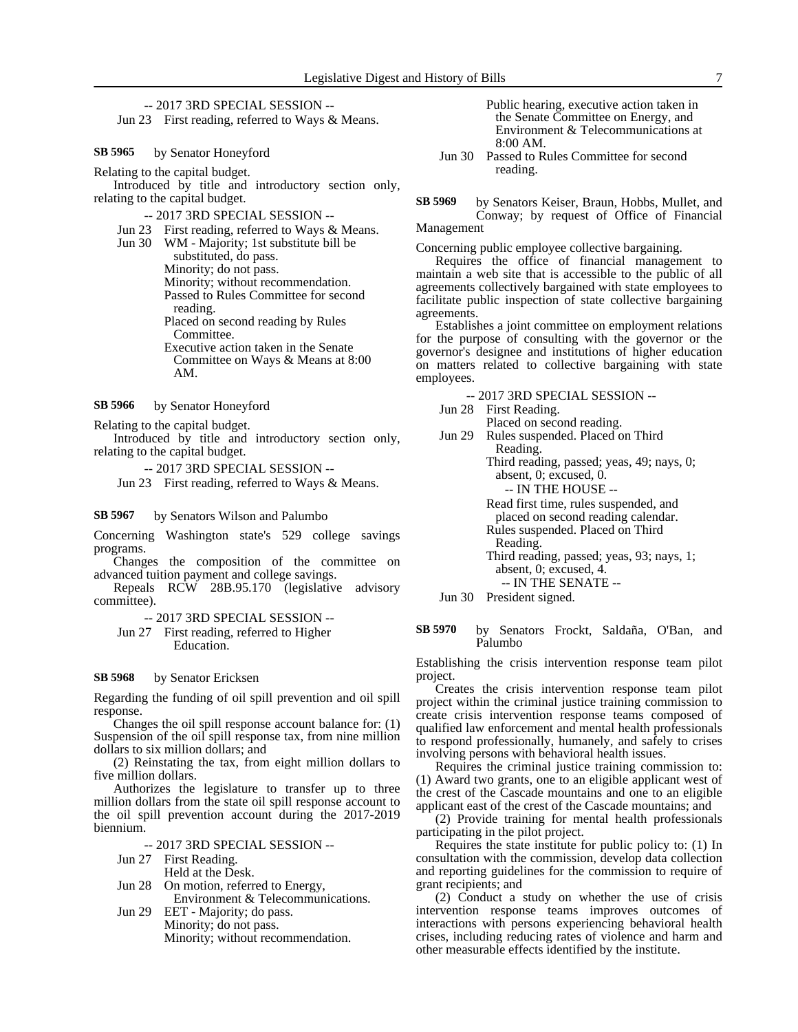-- 2017 3RD SPECIAL SESSION --

Jun 23 First reading, referred to Ways & Means.

**SB 5965** by Senator Honeyford

Relating to the capital budget.

Introduced by title and introductory section only, relating to the capital budget.

-- 2017 3RD SPECIAL SESSION --

Jun 23 First reading, referred to Ways & Means.
Jun 30 WM - Majority; 1st substitute bill be substituted, do pass.
Minority; do not pass.
Minority; without recommendation.
Passed to Rules Committee for second reading.
Placed on second reading by Rules Committee.
Executive action taken in the Senate Committee on Ways & Means at 8:00 AM.

**SB 5966** by Senator Honeyford

Relating to the capital budget.

Introduced by title and introductory section only, relating to the capital budget.

-- 2017 3RD SPECIAL SESSION --

Jun 23 First reading, referred to Ways & Means.

**SB 5967** by Senators Wilson and Palumbo

Concerning Washington state's 529 college savings programs.

Changes the composition of the committee on advanced tuition payment and college savings.

Repeals RCW 28B.95.170 (legislative advisory committee).

-- 2017 3RD SPECIAL SESSION --

Jun 27 First reading, referred to Higher Education.

**SB 5968** by Senator Ericksen

Regarding the funding of oil spill prevention and oil spill response.

Changes the oil spill response account balance for: (1) Suspension of the oil spill response tax, from nine million dollars to six million dollars; and

(2) Reinstating the tax, from eight million dollars to five million dollars.

Authorizes the legislature to transfer up to three million dollars from the state oil spill response account to the oil spill prevention account during the 2017-2019 biennium.

-- 2017 3RD SPECIAL SESSION --

Jun 27 First Reading.
Held at the Desk.
Jun 28 On motion, referred to Energy, Environment & Telecommunications.
Jun 29 EET - Majority; do pass.
Minority; do not pass.
Minority; without recommendation.
Public hearing, executive action taken in the Senate Committee on Energy, and Environment & Telecommunications at 8:00 AM.
Jun 30 Passed to Rules Committee for second reading.

**SB 5969** by Senators Keiser, Braun, Hobbs, Mullet, and Conway; by request of Office of Financial Management

Concerning public employee collective bargaining.

Requires the office of financial management to maintain a web site that is accessible to the public of all agreements collectively bargained with state employees to facilitate public inspection of state collective bargaining agreements.

Establishes a joint committee on employment relations for the purpose of consulting with the governor or the governor's designee and institutions of higher education on matters related to collective bargaining with state employees.

-- 2017 3RD SPECIAL SESSION --

Jun 28 First Reading.
Placed on second reading.
Jun 29 Rules suspended. Placed on Third Reading.
Third reading, passed; yeas, 49; nays, 0; absent, 0; excused, 0.
-- IN THE HOUSE --
Read first time, rules suspended, and placed on second reading calendar.
Rules suspended. Placed on Third Reading.
Third reading, passed; yeas, 93; nays, 1; absent, 0; excused, 4.
-- IN THE SENATE --
Jun 30 President signed.

**SB 5970** by Senators Frockt, Saldaña, O'Ban, and Palumbo

Establishing the crisis intervention response team pilot project.

Creates the crisis intervention response team pilot project within the criminal justice training commission to create crisis intervention response teams composed of qualified law enforcement and mental health professionals to respond professionally, humanely, and safely to crises involving persons with behavioral health issues.

Requires the criminal justice training commission to: (1) Award two grants, one to an eligible applicant west of the crest of the Cascade mountains and one to an eligible applicant east of the crest of the Cascade mountains; and

(2) Provide training for mental health professionals participating in the pilot project.

Requires the state institute for public policy to: (1) In consultation with the commission, develop data collection and reporting guidelines for the commission to require of grant recipients; and

(2) Conduct a study on whether the use of crisis intervention response teams improves outcomes of interactions with persons experiencing behavioral health crises, including reducing rates of violence and harm and other measurable effects identified by the institute.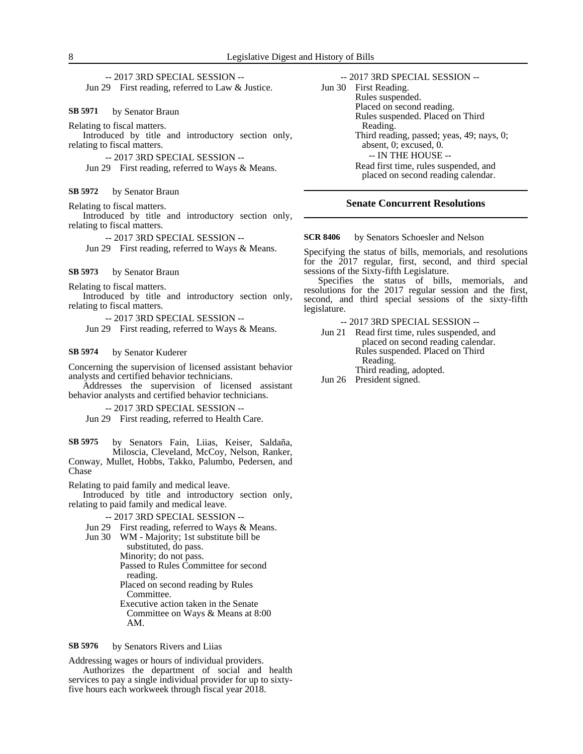-- 2017 3RD SPECIAL SESSION --

Jun 29 First reading, referred to Law & Justice.

**SB 5971** by Senator Braun

Relating to fiscal matters.

Introduced by title and introductory section only, relating to fiscal matters.

-- 2017 3RD SPECIAL SESSION --

Jun 29 First reading, referred to Ways & Means.

**SB 5972** by Senator Braun

Relating to fiscal matters.

Introduced by title and introductory section only, relating to fiscal matters.

-- 2017 3RD SPECIAL SESSION --

Jun 29 First reading, referred to Ways & Means.

**SB 5973** by Senator Braun

Relating to fiscal matters.

Introduced by title and introductory section only, relating to fiscal matters.

-- 2017 3RD SPECIAL SESSION --

Jun 29 First reading, referred to Ways & Means.

**SB 5974** by Senator Kuderer

Concerning the supervision of licensed assistant behavior analysts and certified behavior technicians.

Addresses the supervision of licensed assistant behavior analysts and certified behavior technicians.

-- 2017 3RD SPECIAL SESSION --

Jun 29 First reading, referred to Health Care.

**SB 5975** by Senators Fain, Liias, Keiser, Saldaña, Miloscia, Cleveland, McCoy, Nelson, Ranker, Conway, Mullet, Hobbs, Takko, Palumbo, Pedersen, and Chase

Relating to paid family and medical leave.

Introduced by title and introductory section only, relating to paid family and medical leave.

-- 2017 3RD SPECIAL SESSION --

Jun 29 First reading, referred to Ways & Means.

Jun 30 WM - Majority; 1st substitute bill be substituted, do pass.
Minority; do not pass.
Passed to Rules Committee for second reading.
Placed on second reading by Rules Committee.
Executive action taken in the Senate Committee on Ways & Means at 8:00 AM.

**SB 5976** by Senators Rivers and Liias

Addressing wages or hours of individual providers.

Authorizes the department of social and health services to pay a single individual provider for up to sixty-five hours each workweek through fiscal year 2018.

-- 2017 3RD SPECIAL SESSION --

Jun 30 First Reading.
Rules suspended.
Placed on second reading.
Rules suspended. Placed on Third Reading.
Third reading, passed; yeas, 49; nays, 0; absent, 0; excused, 0.
-- IN THE HOUSE --
Read first time, rules suspended, and placed on second reading calendar.

## Senate Concurrent Resolutions

**SCR 8406** by Senators Schoesler and Nelson

Specifying the status of bills, memorials, and resolutions for the 2017 regular, first, second, and third special sessions of the Sixty-fifth Legislature.

Specifies the status of bills, memorials, and resolutions for the 2017 regular session and the first, second, and third special sessions of the sixty-fifth legislature.

-- 2017 3RD SPECIAL SESSION --

Jun 21 Read first time, rules suspended, and placed on second reading calendar.
Rules suspended. Placed on Third Reading.
Third reading, adopted.

Jun 26 President signed.